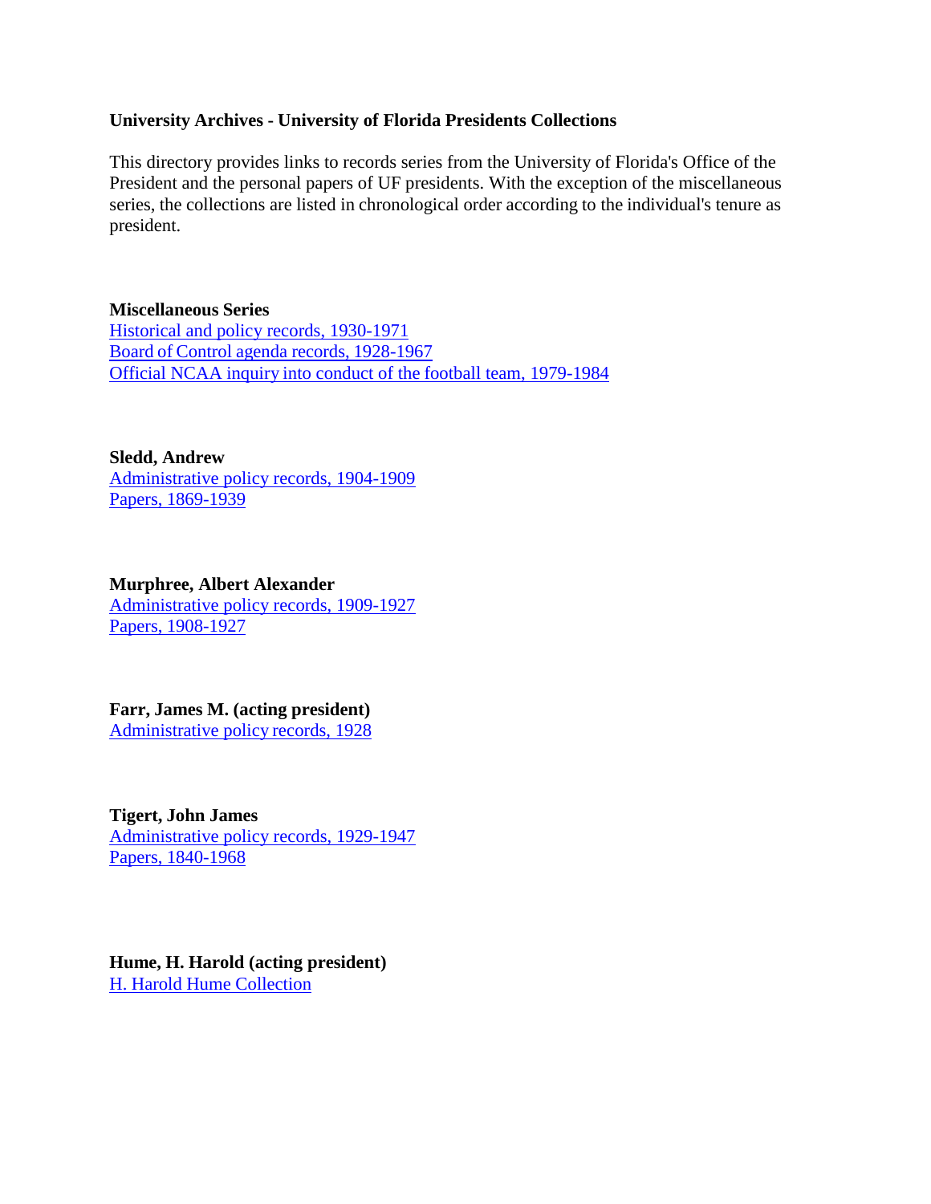**University Archives - University of Florida Presidents Collections**

This directory provides links to records series from the University of Florida's Office of the President and the personal papers of UF presidents. With the exception of the miscellaneous series, the collections are listed in chronological order according to the individual's tenure as president.

**Miscellaneous Series**
Historical and policy records, 1930-1971
Board of Control agenda records, 1928-1967
Official NCAA inquiry into conduct of the football team, 1979-1984

**Sledd, Andrew**
Administrative policy records, 1904-1909
Papers, 1869-1939

**Murphree, Albert Alexander**
Administrative policy records, 1909-1927
Papers, 1908-1927

**Farr, James M. (acting president)**
Administrative policy records, 1928

**Tigert, John James**
Administrative policy records, 1929-1947
Papers, 1840-1968

**Hume, H. Harold (acting president)**
H. Harold Hume Collection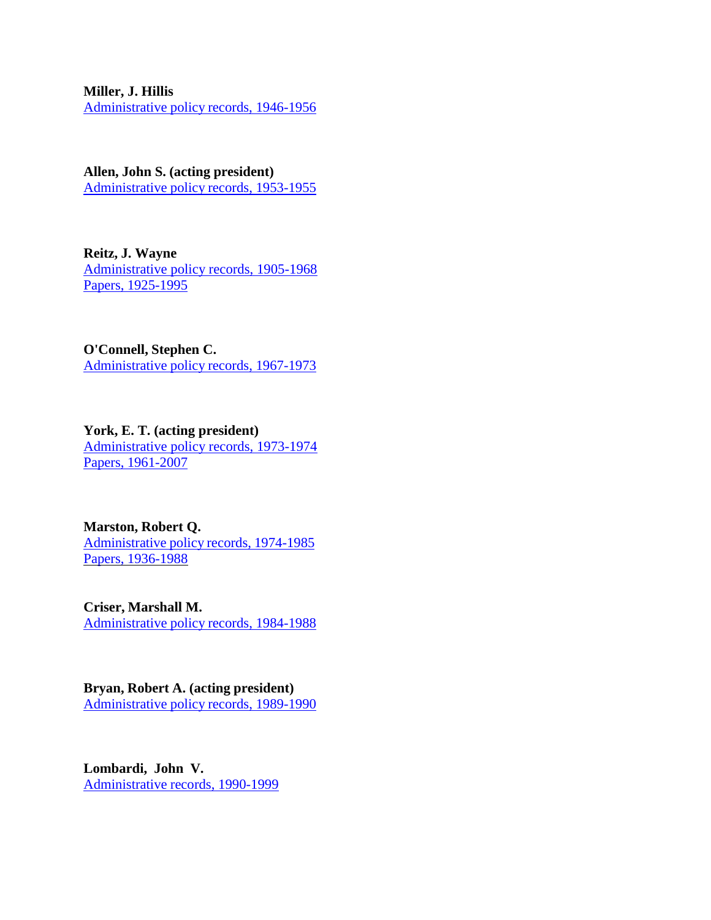**Miller, J. Hillis**
[Administrative policy records, 1946-1956]

**Allen, John S. (acting president)**
[Administrative policy records, 1953-1955]

**Reitz, J. Wayne**
[Administrative policy records, 1905-1968]
[Papers, 1925-1995]

**O'Connell, Stephen C.**
[Administrative policy records, 1967-1973]

**York, E. T. (acting president)**
[Administrative policy records, 1973-1974]
[Papers, 1961-2007]

**Marston, Robert Q.**
[Administrative policy records, 1974-1985]
[Papers, 1936-1988]

**Criser, Marshall M.**
[Administrative policy records, 1984-1988]

**Bryan, Robert A. (acting president)**
[Administrative policy records, 1989-1990]

**Lombardi, John V.**
[Administrative records, 1990-1999]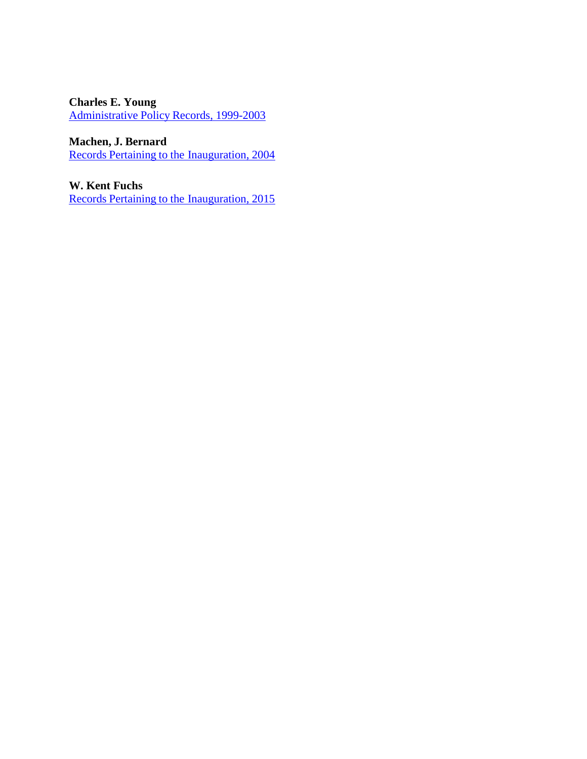**Charles E. Young**
Administrative Policy Records, 1999-2003

**Machen, J. Bernard**
Records Pertaining to the Inauguration, 2004

**W. Kent Fuchs**
Records Pertaining to the Inauguration, 2015